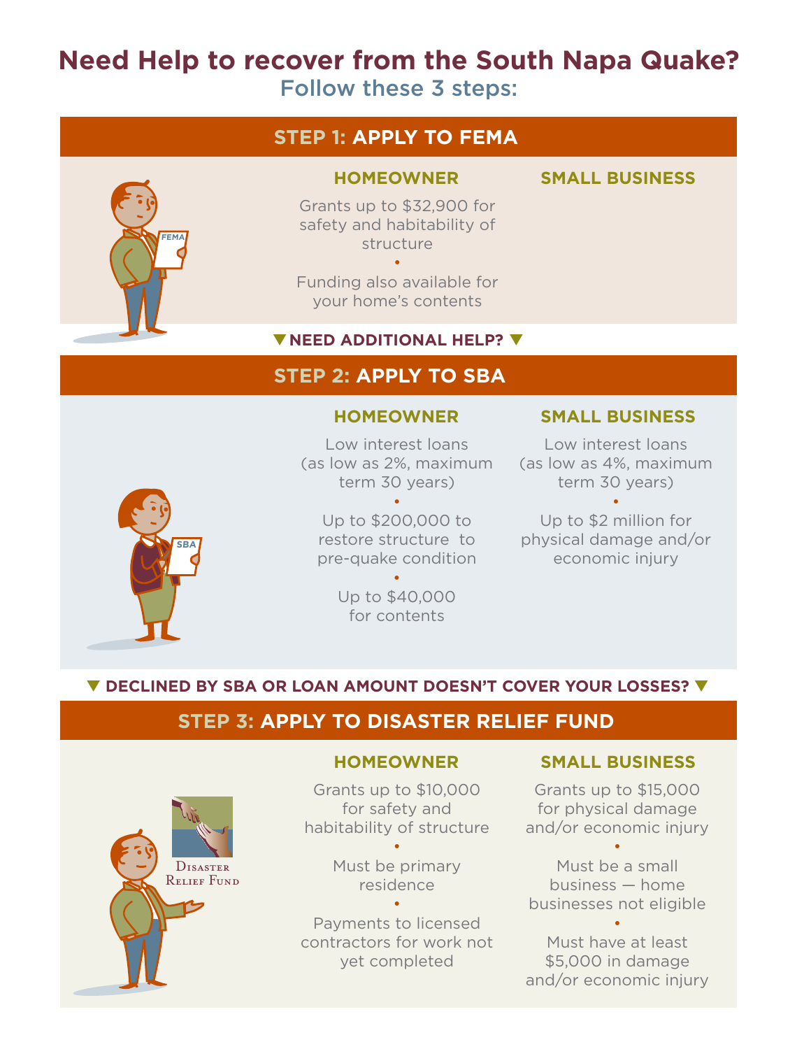# Need Help to recover from the South Napa Quake?

## Follow these 3 steps:

## STEP 1: APPLY TO FEMA

| HOMEOWNER | SMALL BUSINESS |
| --- | --- |
| Grants up to $32,900 for safety and habitability of structure • Funding also available for your home's contents | |

**▼ NEED ADDITIONAL HELP? ▼**

## STEP 2: APPLY TO SBA

| HOMEOWNER | SMALL BUSINESS |
| --- | --- |
| Low interest loans (as low as 2%, maximum term 30 years) • Up to $200,000 to restore structure to pre-quake condition • Up to $40,000 for contents | Low interest loans (as low as 4%, maximum term 30 years) • Up to $2 million for physical damage and/or economic injury |

**▼ DECLINED BY SBA OR LOAN AMOUNT DOESN'T COVER YOUR LOSSES? ▼**

## STEP 3: APPLY TO DISASTER RELIEF FUND

Disaster Relief Fund

| HOMEOWNER | SMALL BUSINESS |
| --- | --- |
| Grants up to $10,000 for safety and habitability of structure • Must be primary residence • Payments to licensed contractors for work not yet completed | Grants up to $15,000 for physical damage and/or economic injury • Must be a small business — home businesses not eligible • Must have at least $5,000 in damage and/or economic injury |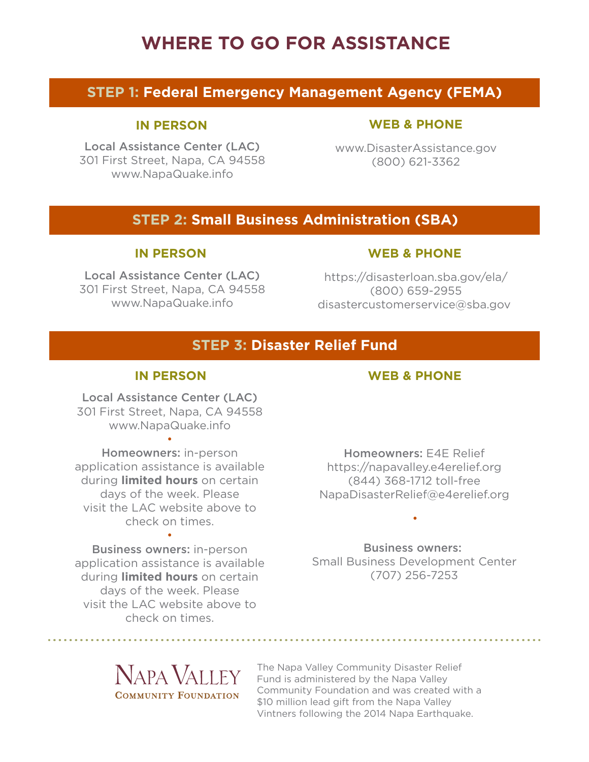# WHERE TO GO FOR ASSISTANCE

## STEP 1: Federal Emergency Management Agency (FEMA)

### IN PERSON

**Local Assistance Center (LAC)**
301 First Street, Napa, CA 94558
www.NapaQuake.info

### WEB & PHONE

www.DisasterAssistance.gov
(800) 621-3362

## STEP 2: Small Business Administration (SBA)

### IN PERSON

**Local Assistance Center (LAC)**
301 First Street, Napa, CA 94558
www.NapaQuake.info

### WEB & PHONE

https://disasterloan.sba.gov/ela/
(800) 659-2955
disastercustomerservice@sba.gov

## STEP 3: Disaster Relief Fund

### IN PERSON

**Local Assistance Center (LAC)**
301 First Street, Napa, CA 94558
www.NapaQuake.info

**Homeowners:** in-person application assistance is available during **limited hours** on certain days of the week. Please visit the LAC website above to check on times.

**Business owners:** in-person application assistance is available during **limited hours** on certain days of the week. Please visit the LAC website above to check on times.

### WEB & PHONE

**Homeowners:** E4E Relief
https://napavalley.e4erelief.org
(844) 368-1712 toll-free
NapaDisasterRelief@e4erelief.org

**Business owners:**
Small Business Development Center
(707) 256-7253

---

NAPA VALLEY COMMUNITY FOUNDATION

The Napa Valley Community Disaster Relief Fund is administered by the Napa Valley Community Foundation and was created with a $10 million lead gift from the Napa Valley Vintners following the 2014 Napa Earthquake.